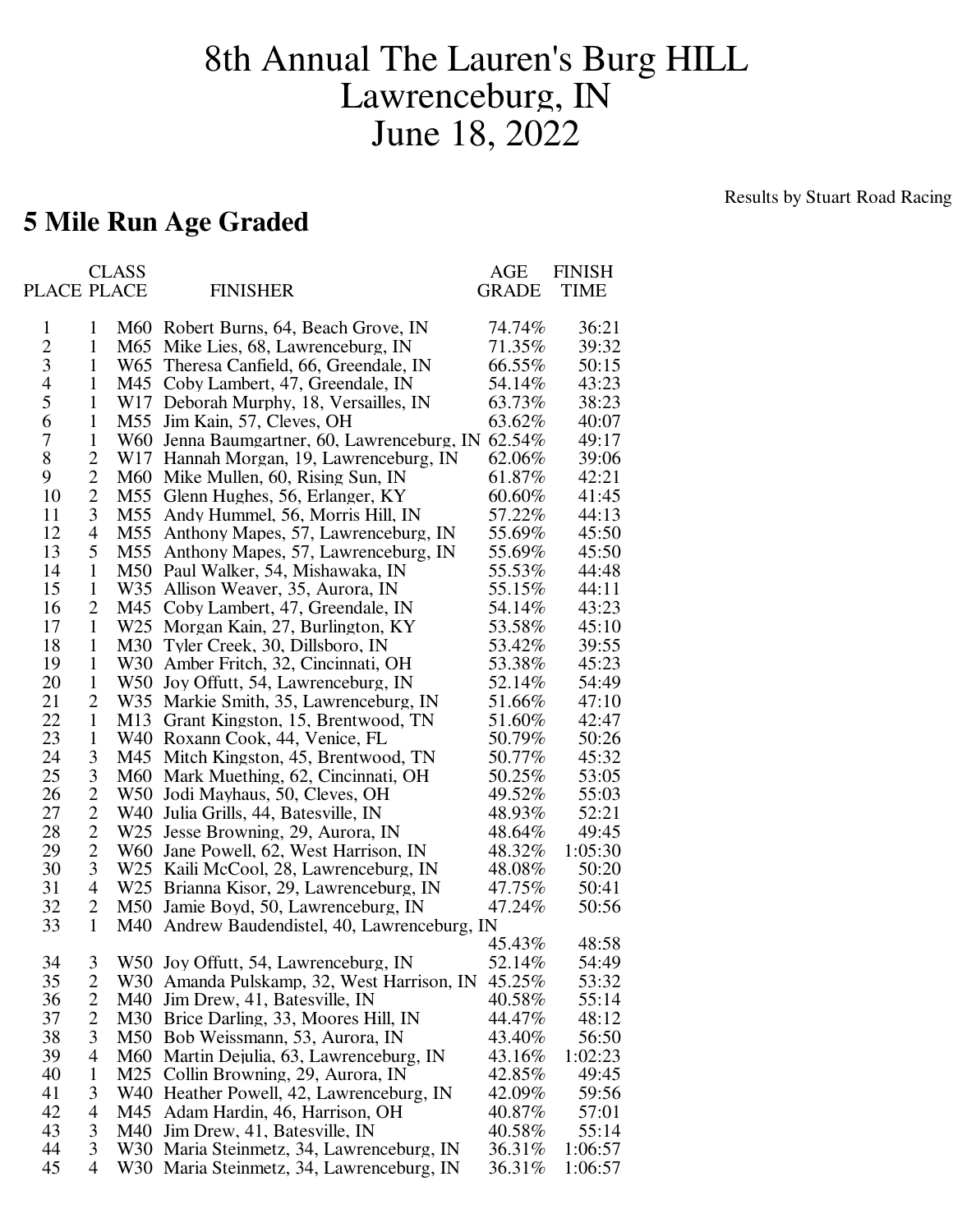# 8th Annual The Lauren's Burg HILL
# Lawrenceburg, IN
# June 18, 2022

Results by Stuart Road Racing

## 5 Mile Run Age Graded

| PLACE | CLASS PLACE | | FINISHER | AGE GRADE | FINISH TIME |
|---|---|---|---|---|---|
| 1 | 1 | M60 | Robert Burns, 64, Beach Grove, IN | 74.74% | 36:21 |
| 2 | 1 | M65 | Mike Lies, 68, Lawrenceburg, IN | 71.35% | 39:32 |
| 3 | 1 | W65 | Theresa Canfield, 66, Greendale, IN | 66.55% | 50:15 |
| 4 | 1 | M45 | Coby Lambert, 47, Greendale, IN | 54.14% | 43:23 |
| 5 | 1 | W17 | Deborah Murphy, 18, Versailles, IN | 63.73% | 38:23 |
| 6 | 1 | M55 | Jim Kain, 57, Cleves, OH | 63.62% | 40:07 |
| 7 | 1 | W60 | Jenna Baumgartner, 60, Lawrenceburg, IN | 62.54% | 49:17 |
| 8 | 2 | W17 | Hannah Morgan, 19, Lawrenceburg, IN | 62.06% | 39:06 |
| 9 | 2 | M60 | Mike Mullen, 60, Rising Sun, IN | 61.87% | 42:21 |
| 10 | 2 | M55 | Glenn Hughes, 56, Erlanger, KY | 60.60% | 41:45 |
| 11 | 3 | M55 | Andy Hummel, 56, Morris Hill, IN | 57.22% | 44:13 |
| 12 | 4 | M55 | Anthony Mapes, 57, Lawrenceburg, IN | 55.69% | 45:50 |
| 13 | 5 | M55 | Anthony Mapes, 57, Lawrenceburg, IN | 55.69% | 45:50 |
| 14 | 1 | M50 | Paul Walker, 54, Mishawaka, IN | 55.53% | 44:48 |
| 15 | 1 | W35 | Allison Weaver, 35, Aurora, IN | 55.15% | 44:11 |
| 16 | 2 | M45 | Coby Lambert, 47, Greendale, IN | 54.14% | 43:23 |
| 17 | 1 | W25 | Morgan Kain, 27, Burlington, KY | 53.58% | 45:10 |
| 18 | 1 | M30 | Tyler Creek, 30, Dillsboro, IN | 53.42% | 39:55 |
| 19 | 1 | W30 | Amber Fritch, 32, Cincinnati, OH | 53.38% | 45:23 |
| 20 | 1 | W50 | Joy Offutt, 54, Lawrenceburg, IN | 52.14% | 54:49 |
| 21 | 2 | W35 | Markie Smith, 35, Lawrenceburg, IN | 51.66% | 47:10 |
| 22 | 1 | M13 | Grant Kingston, 15, Brentwood, TN | 51.60% | 42:47 |
| 23 | 1 | W40 | Roxann Cook, 44, Venice, FL | 50.79% | 50:26 |
| 24 | 3 | M45 | Mitch Kingston, 45, Brentwood, TN | 50.77% | 45:32 |
| 25 | 3 | M60 | Mark Muething, 62, Cincinnati, OH | 50.25% | 53:05 |
| 26 | 2 | W50 | Jodi Mayhaus, 50, Cleves, OH | 49.52% | 55:03 |
| 27 | 2 | W40 | Julia Grills, 44, Batesville, IN | 48.93% | 52:21 |
| 28 | 2 | W25 | Jesse Browning, 29, Aurora, IN | 48.64% | 49:45 |
| 29 | 2 | W60 | Jane Powell, 62, West Harrison, IN | 48.32% | 1:05:30 |
| 30 | 3 | W25 | Kaili McCool, 28, Lawrenceburg, IN | 48.08% | 50:20 |
| 31 | 4 | W25 | Brianna Kisor, 29, Lawrenceburg, IN | 47.75% | 50:41 |
| 32 | 2 | M50 | Jamie Boyd, 50, Lawrenceburg, IN | 47.24% | 50:56 |
| 33 | 1 | M40 | Andrew Baudendistel, 40, Lawrenceburg, IN | 45.43% | 48:58 |
| 34 | 3 | W50 | Joy Offutt, 54, Lawrenceburg, IN | 52.14% | 54:49 |
| 35 | 2 | W30 | Amanda Pulskamp, 32, West Harrison, IN | 45.25% | 53:32 |
| 36 | 2 | M40 | Jim Drew, 41, Batesville, IN | 40.58% | 55:14 |
| 37 | 2 | M30 | Brice Darling, 33, Moores Hill, IN | 44.47% | 48:12 |
| 38 | 3 | M50 | Bob Weissmann, 53, Aurora, IN | 43.40% | 56:50 |
| 39 | 4 | M60 | Martin Dejulia, 63, Lawrenceburg, IN | 43.16% | 1:02:23 |
| 40 | 1 | M25 | Collin Browning, 29, Aurora, IN | 42.85% | 49:45 |
| 41 | 3 | W40 | Heather Powell, 42, Lawrenceburg, IN | 42.09% | 59:56 |
| 42 | 4 | M45 | Adam Hardin, 46, Harrison, OH | 40.87% | 57:01 |
| 43 | 3 | M40 | Jim Drew, 41, Batesville, IN | 40.58% | 55:14 |
| 44 | 3 | W30 | Maria Steinmetz, 34, Lawrenceburg, IN | 36.31% | 1:06:57 |
| 45 | 4 | W30 | Maria Steinmetz, 34, Lawrenceburg, IN | 36.31% | 1:06:57 |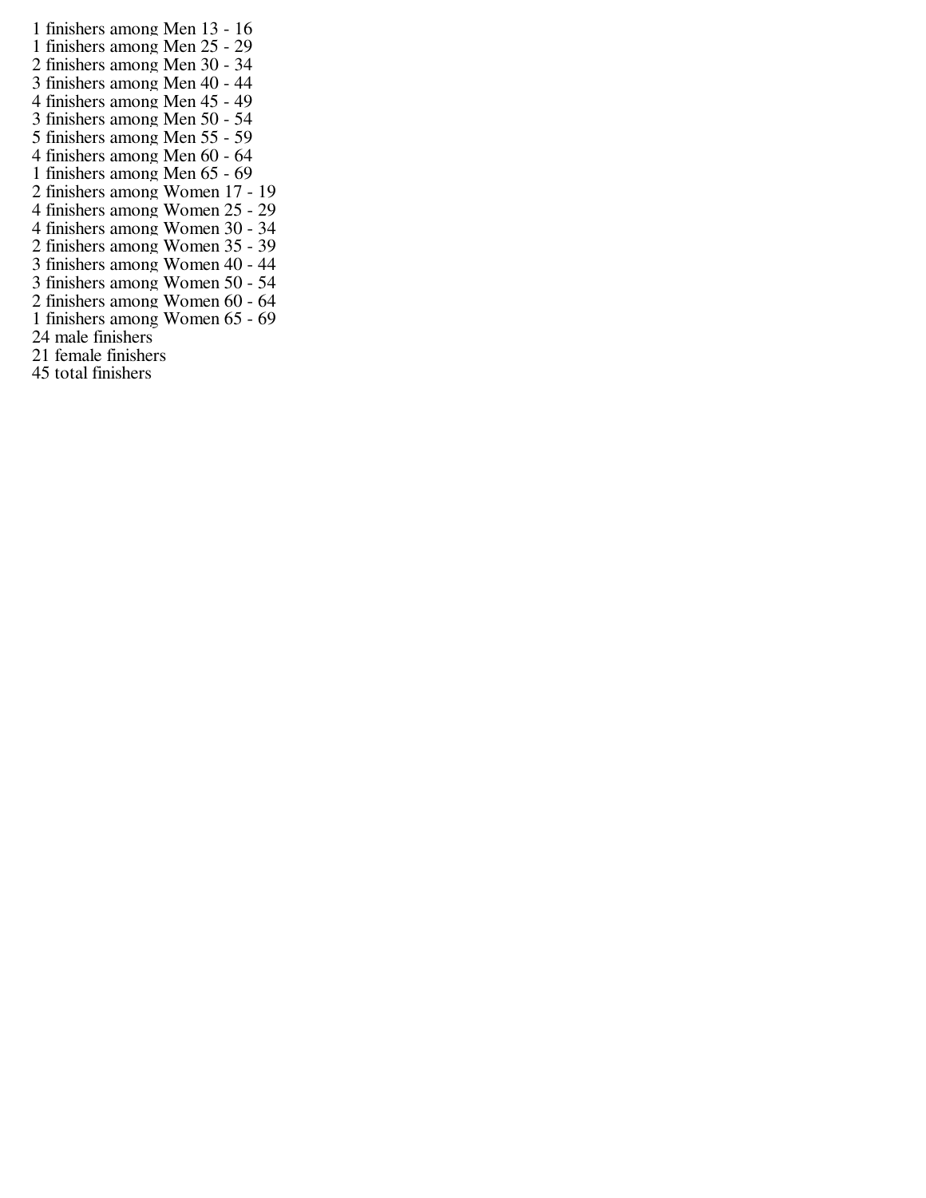1 finishers among Men 13 - 16
1 finishers among Men 25 - 29
2 finishers among Men 30 - 34
3 finishers among Men 40 - 44
4 finishers among Men 45 - 49
3 finishers among Men 50 - 54
5 finishers among Men 55 - 59
4 finishers among Men 60 - 64
1 finishers among Men 65 - 69
2 finishers among Women 17 - 19
4 finishers among Women 25 - 29
4 finishers among Women 30 - 34
2 finishers among Women 35 - 39
3 finishers among Women 40 - 44
3 finishers among Women 50 - 54
2 finishers among Women 60 - 64
1 finishers among Women 65 - 69
24 male finishers
21 female finishers
45 total finishers